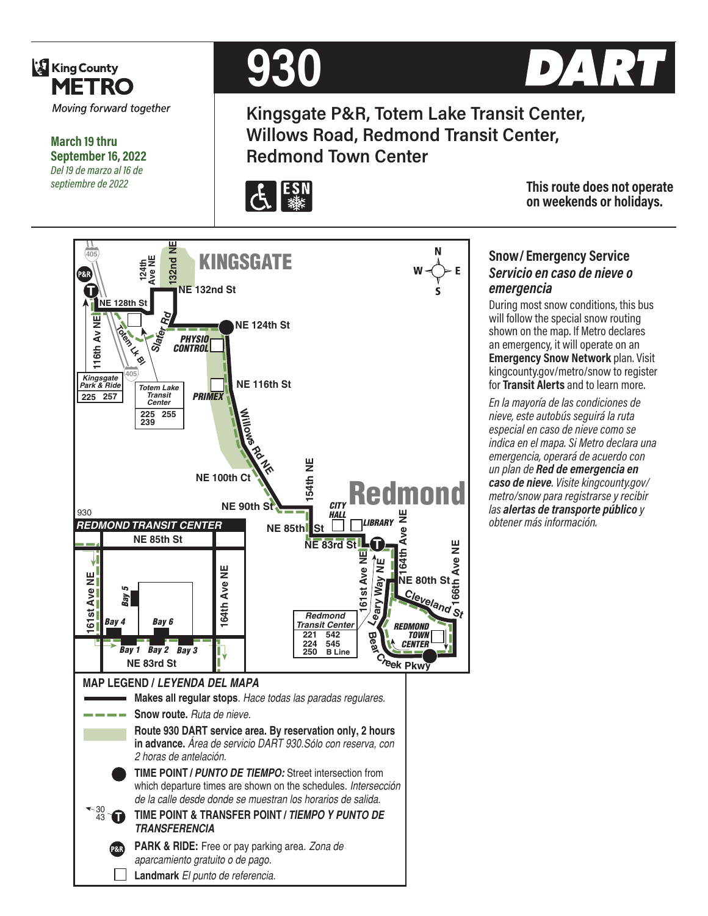King County METRO

*Moving forward together*

**March 19 thru September 16, 2022**

*Del 19 de marzo al 16 de septiembre de 2022*

# 930 DART

## Kingsgate P&R, Totem Lake Transit Center, Willows Road, Redmond Transit Center, Redmond Town Center

**This route does not operate on weekends or holidays.**

KINGSGATE

NE 132nd St, 124th Ave NE, 132nd NE, NE 128th St, 116th Av NE, Totem Lk Bl, Slater Rd, NE 124th St, PHYSIO CONTROL, NE 116th St, PRIMEX, Willows Rd NE, NE 100th Ct, NE 90th St, 154th NE, NE 85th St, NE 83rd St, CITY HALL, LIBRARY, 164th Ave NE, 161st Ave NE, Leary Way NE, NE 80th St, 166th Ave NE, Cleveland St, REDMOND TOWN CENTER, Bear Creek Pkwy

Redmond

Kingsgate Park & Ride: 225, 257

Totem Lake Transit Center: 225, 255, 239

Redmond Transit Center: 221, 542, 224, 545, 250, B Line

930 REDMOND TRANSIT CENTER

NE 85th St, 161st Ave NE, 164th Ave NE, NE 83rd St, Bay 1, Bay 2, Bay 3, Bay 4, Bay 5, Bay 6

### MAP LEGEND / *LEYENDA DEL MAPA*

- **Makes all regular stops**. *Hace todas las paradas regulares.*
- **Snow route.** *Ruta de nieve.*
- **Route 930 DART service area. By reservation only, 2 hours in advance.** *Área de servicio DART 930.Sólo con reserva, con 2 horas de antelación.*
- **TIME POINT / *PUNTO DE TIEMPO:*** Street intersection from which departure times are shown on the schedules. *Intersección de la calle desde donde se muestran los horarios de salida.*
- **TIME POINT & TRANSFER POINT / *TIEMPO Y PUNTO DE TRANSFERENCIA***
- **PARK & RIDE:** Free or pay parking area. *Zona de aparcamiento gratuito o de pago.*
- **Landmark** *El punto de referencia.*

### Snow / Emergency Service
### *Servicio en caso de nieve o emergencia*

During most snow conditions, this bus will follow the special snow routing shown on the map. If Metro declares an emergency, it will operate on an **Emergency Snow Network** plan. Visit kingcounty.gov/metro/snow to register for **Transit Alerts** and to learn more.

*En la mayoría de las condiciones de nieve, este autobús seguirá la ruta especial en caso de nieve como se indica en el mapa. Si Metro declara una emergencia, operará de acuerdo con un plan de **Red de emergencia en caso de nieve**. Visite kingcounty.gov/metro/snow para registrarse y recibir las **alertas de transporte público** y obtener más información.*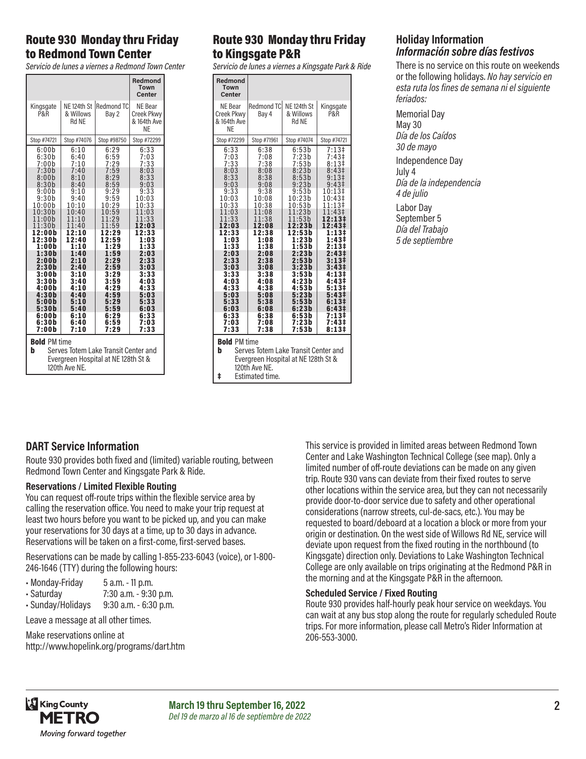## Route 930 Monday thru Friday to Redmond Town Center

*Servicio de lunes a viernes a Redmond Town Center*

| | | | Redmond Town Center |
|---|---|---|---|
| Kingsgate P&R | NE 124th St & Willows Rd NE | Redmond TC Bay 2 | NE Bear Creek Pkwy & 164th Ave NE |
| Stop #74721 | Stop #74076 | Stop #98750 | Stop #72299 |
| 6:00b | 6:10 | 6:29 | 6:33 |
| 6:30b | 6:40 | 6:59 | 7:03 |
| 7:00b | 7:10 | 7:29 | 7:33 |
| 7:30b | 7:40 | 7:59 | 8:03 |
| 8:00b | 8:10 | 8:29 | 8:33 |
| 8:30b | 8:40 | 8:59 | 9:03 |
| 9:00b | 9:10 | 9:29 | 9:33 |
| 9:30b | 9:40 | 9:59 | 10:03 |
| 10:00b | 10:10 | 10:29 | 10:33 |
| 10:30b | 10:40 | 10:59 | 11:03 |
| 11:00b | 11:10 | 11:29 | 11:33 |
| 11:30b | 11:40 | 11:59 | **12:03** |
| **12:00b** | **12:10** | **12:29** | **12:33** |
| **12:30b** | **12:40** | **12:59** | **1:03** |
| **1:00b** | **1:10** | **1:29** | **1:33** |
| **1:30b** | **1:40** | **1:59** | **2:03** |
| **2:00b** | **2:10** | **2:29** | **2:33** |
| **2:30b** | **2:40** | **2:59** | **3:03** |
| **3:00b** | **3:10** | **3:29** | **3:33** |
| **3:30b** | **3:40** | **3:59** | **4:03** |
| **4:00b** | **4:10** | **4:29** | **4:33** |
| **4:30b** | **4:40** | **4:59** | **5:03** |
| **5:00b** | **5:10** | **5:29** | **5:33** |
| **5:30b** | **5:40** | **5:59** | **6:03** |
| **6:00b** | **6:10** | **6:29** | **6:33** |
| **6:30b** | **6:40** | **6:59** | **7:03** |
| **7:00b** | **7:10** | **7:29** | **7:33** |

**Bold** PM time
**b** Serves Totem Lake Transit Center and Evergreen Hospital at NE 128th St & 120th Ave NE.

## Route 930 Monday thru Friday to Kingsgate P&R

*Servicio de lunes a viernes a Kingsgate Park & Ride*

| Redmond Town Center | | | |
|---|---|---|---|
| NE Bear Creek Pkwy & 164th Ave NE | Redmond TC Bay 4 | NE 124th St & Willows Rd NE | Kingsgate P&R |
| Stop #72299 | Stop #71961 | Stop #74074 | Stop #74721 |
| 6:33 | 6:38 | 6:53b | 7:13‡ |
| 7:03 | 7:08 | 7:23b | 7:43‡ |
| 7:33 | 7:38 | 7:53b | 8:13‡ |
| 8:03 | 8:08 | 8:23b | 8:43‡ |
| 8:33 | 8:38 | 8:53b | 9:13‡ |
| 9:03 | 9:08 | 9:23b | 9:43‡ |
| 9:33 | 9:38 | 9:53b | 10:13‡ |
| 10:03 | 10:08 | 10:23b | 10:43‡ |
| 10:33 | 10:38 | 10:53b | 11:13‡ |
| 11:03 | 11:08 | 11:23b | 11:43‡ |
| 11:33 | 11:38 | 11:53b | **12:13‡** |
| **12:03** | **12:08** | **12:23b** | **12:43‡** |
| **12:33** | **12:38** | **12:53b** | **1:13‡** |
| **1:03** | **1:08** | **1:23b** | **1:43‡** |
| **1:33** | **1:38** | **1:53b** | **2:13‡** |
| **2:03** | **2:08** | **2:23b** | **2:43‡** |
| **2:33** | **2:38** | **2:53b** | **3:13‡** |
| **3:03** | **3:08** | **3:23b** | **3:43‡** |
| **3:33** | **3:38** | **3:53b** | **4:13‡** |
| **4:03** | **4:08** | **4:23b** | **4:43‡** |
| **4:33** | **4:38** | **4:53b** | **5:13‡** |
| **5:03** | **5:08** | **5:23b** | **5:43‡** |
| **5:33** | **5:38** | **5:53b** | **6:13‡** |
| **6:03** | **6:08** | **6:23b** | **6:43‡** |
| **6:33** | **6:38** | **6:53b** | **7:13‡** |
| **7:03** | **7:08** | **7:23b** | **7:43‡** |
| **7:33** | **7:38** | **7:53b** | **8:13‡** |

**Bold** PM time
**b** Serves Totem Lake Transit Center and Evergreen Hospital at NE 128th St & 120th Ave NE.
**‡** Estimated time.

### Holiday Information
### *Información sobre días festivos*

There is no service on this route on weekends or the following holidays. *No hay servicio en esta ruta los fines de semana ni el siguiente feriados:*

Memorial Day
May 30
*Día de los Caídos*
*30 de mayo*

Independence Day
July 4
*Día de la independencia*
*4 de julio*

Labor Day
September 5
*Día del Trabajo*
*5 de septiembre*

### DART Service Information

Route 930 provides both fixed and (limited) variable routing, between Redmond Town Center and Kingsgate Park & Ride.

**Reservations / Limited Flexible Routing**

You can request off-route trips within the flexible service area by calling the reservation office. You need to make your trip request at least two hours before you want to be picked up, and you can make your reservations for 30 days at a time, up to 30 days in advance. Reservations will be taken on a first-come, first-served bases.

Reservations can be made by calling 1-855-233-6043 (voice), or 1-800-246-1646 (TTY) during the following hours:

- Monday-Friday 5 a.m. - 11 p.m.
- Saturday 7:30 a.m. - 9:30 p.m.
- Sunday/Holidays 9:30 a.m. - 6:30 p.m.

Leave a message at all other times.

Make reservations online at http://www.hopelink.org/programs/dart.htm

This service is provided in limited areas between Redmond Town Center and Lake Washington Technical College (see map). Only a limited number of off-route deviations can be made on any given trip. Route 930 vans can deviate from their fixed routes to serve other locations within the service area, but they can not necessarily provide door-to-door service due to safety and other operational considerations (narrow streets, cul-de-sacs, etc.). You may be requested to board/deboard at a location a block or more from your origin or destination. On the west side of Willows Rd NE, service will deviate upon request from the fixed routing in the northbound (to Kingsgate) direction only. Deviations to Lake Washington Technical College are only available on trips originating at the Redmond P&R in the morning and at the Kingsgate P&R in the afternoon.

**Scheduled Service / Fixed Routing**

Route 930 provides half-hourly peak hour service on weekdays. You can wait at any bus stop along the route for regularly scheduled Route trips. For more information, please call Metro's Rider Information at 206-553-3000.

King County METRO
*Moving forward together*

**March 19 thru September 16, 2022**
*Del 19 de marzo al 16 de septiembre de 2022*